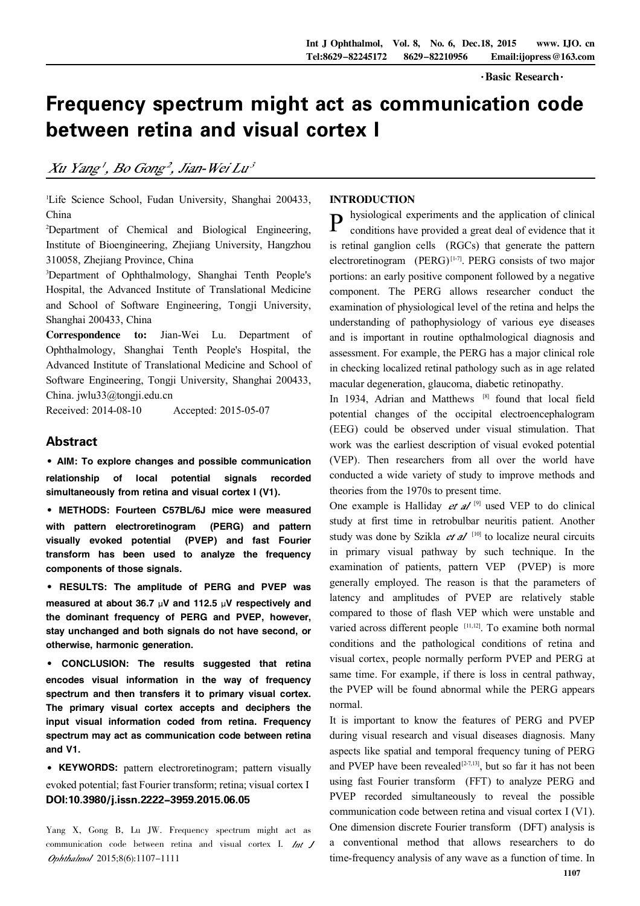·Basic Research·

# Frequency spectrum might act as communication code between retina and visual cortex I

*Xu Yang[1], Bo Gong[2], Jian-Wei Lu[3]*

[1]Life Science School, Fudan University, Shanghai 200433, China

[2]Department of Chemical and Biological Engineering, Institute of Bioengineering, Zhejiang University, Hangzhou 310058, Zhejiang Province, China

[3]Department of Ophthalmology, Shanghai Tenth People's Hospital, the Advanced Institute of Translational Medicine and School of Software Engineering, Tongji University, Shanghai 200433, China

**Correspondence to:** Jian-Wei Lu. Department of Ophthalmology, Shanghai Tenth People's Hospital, the Advanced Institute of Translational Medicine and School of Software Engineering, Tongji University, Shanghai 200433, China. jwlu33@tongji.edu.cn

Received: 2014-08-10 Accepted: 2015-05-07

## Abstract

• **AIM: To explore changes and possible communication relationship of local potential signals recorded simultaneously from retina and visual cortex I (V1).**

• **METHODS: Fourteen C57BL/6J mice were measured with pattern electroretinogram (PERG) and pattern visually evoked potential (PVEP) and fast Fourier transform has been used to analyze the frequency components of those signals.**

• **RESULTS: The amplitude of PERG and PVEP was measured at about 36.7 μV and 112.5 μV respectively and the dominant frequency of PERG and PVEP, however, stay unchanged and both signals do not have second, or otherwise, harmonic generation.**

• **CONCLUSION: The results suggested that retina encodes visual information in the way of frequency spectrum and then transfers it to primary visual cortex. The primary visual cortex accepts and deciphers the input visual information coded from retina. Frequency spectrum may act as communication code between retina and V1.**

• **KEYWORDS:** pattern electroretinogram; pattern visually evoked potential; fast Fourier transform; retina; visual cortex I

**DOI:10.3980/j.issn.2222-3959.2015.06.05**

Yang X, Gong B, Lu JW. Frequency spectrum might act as communication code between retina and visual cortex I. *Int J Ophthalmol* 2015;8(6):1107-1111

## INTRODUCTION

Physiological experiments and the application of clinical conditions have provided a great deal of evidence that it is retinal ganglion cells (RGCs) that generate the pattern electroretinogram (PERG)[1-7]. PERG consists of two major portions: an early positive component followed by a negative component. The PERG allows researcher conduct the examination of physiological level of the retina and helps the understanding of pathophysiology of various eye diseases and is important in routine opthalmological diagnosis and assessment. For example, the PERG has a major clinical role in checking localized retinal pathology such as in age related macular degeneration, glaucoma, diabetic retinopathy.

In 1934, Adrian and Matthews [8] found that local field potential changes of the occipital electroencephalogram (EEG) could be observed under visual stimulation. That work was the earliest description of visual evoked potential (VEP). Then researchers from all over the world have conducted a wide variety of study to improve methods and theories from the 1970s to present time.

One example is Halliday *et al* [9] used VEP to do clinical study at first time in retrobulbar neuritis patient. Another study was done by Szikla *et al* [10] to localize neural circuits in primary visual pathway by such technique. In the examination of patients, pattern VEP (PVEP) is more generally employed. The reason is that the parameters of latency and amplitudes of PVEP are relatively stable compared to those of flash VEP which were unstable and varied across different people [11,12]. To examine both normal conditions and the pathological conditions of retina and visual cortex, people normally perform PVEP and PERG at same time. For example, if there is loss in central pathway, the PVEP will be found abnormal while the PERG appears normal.

It is important to know the features of PERG and PVEP during visual research and visual diseases diagnosis. Many aspects like spatial and temporal frequency tuning of PERG and PVEP have been revealed[2-7,13], but so far it has not been using fast Fourier transform (FFT) to analyze PERG and PVEP recorded simultaneously to reveal the possible communication code between retina and visual cortex I (V1). One dimension discrete Fourier transform (DFT) analysis is a conventional method that allows researchers to do time-frequency analysis of any wave as a function of time. In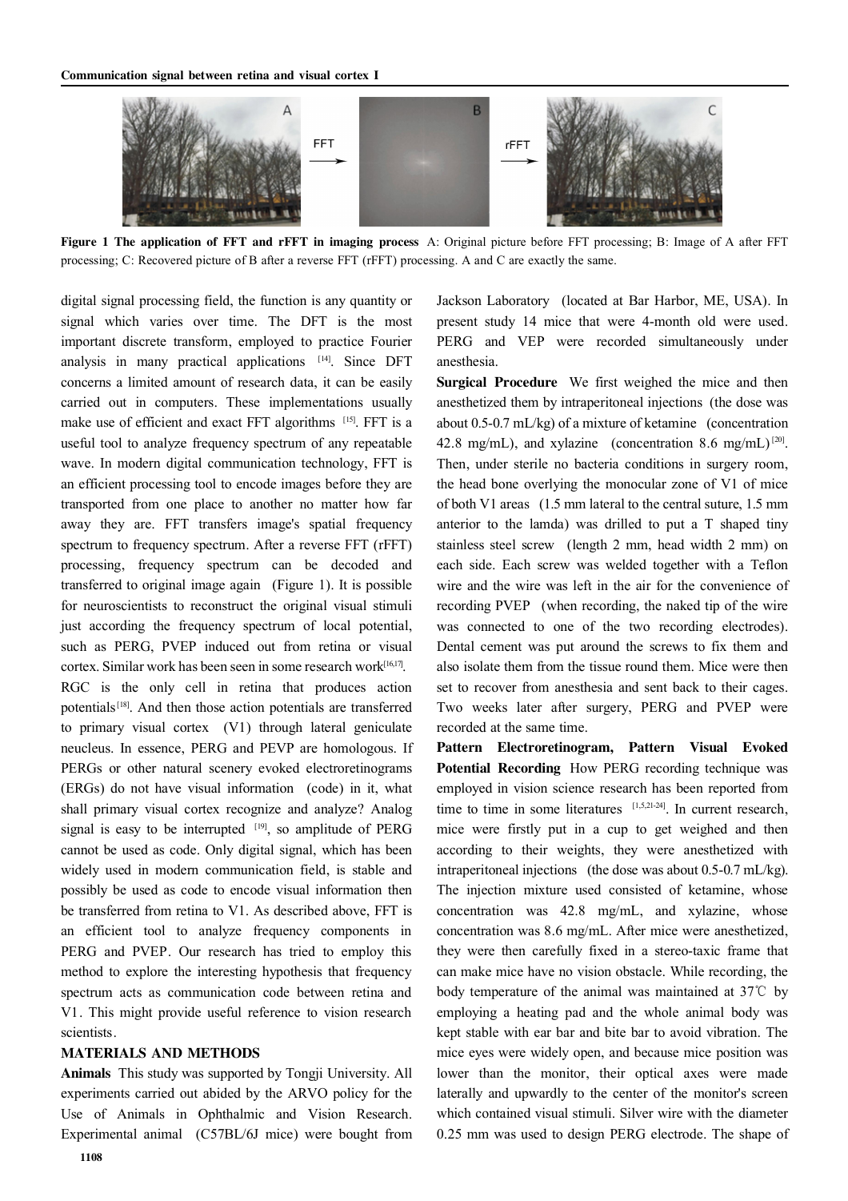**Figure 1 The application of FFT and rFFT in imaging process** A: Original picture before FFT processing; B: Image of A after FFT processing; C: Recovered picture of B after a reverse FFT (rFFT) processing. A and C are exactly the same.

digital signal processing field, the function is any quantity or signal which varies over time. The DFT is the most important discrete transform, employed to practice Fourier analysis in many practical applications [14]. Since DFT concerns a limited amount of research data, it can be easily carried out in computers. These implementations usually make use of efficient and exact FFT algorithms [15]. FFT is a useful tool to analyze frequency spectrum of any repeatable wave. In modern digital communication technology, FFT is an efficient processing tool to encode images before they are transported from one place to another no matter how far away they are. FFT transfers image's spatial frequency spectrum to frequency spectrum. After a reverse FFT (rFFT) processing, frequency spectrum can be decoded and transferred to original image again (Figure 1). It is possible for neuroscientists to reconstruct the original visual stimuli just according the frequency spectrum of local potential, such as PERG, PVEP induced out from retina or visual cortex. Similar work has been seen in some research work[16,17].

RGC is the only cell in retina that produces action potentials[18]. And then those action potentials are transferred to primary visual cortex (V1) through lateral geniculate neucleus. In essence, PERG and PEVP are homologous. If PERGs or other natural scenery evoked electroretinograms (ERGs) do not have visual information (code) in it, what shall primary visual cortex recognize and analyze? Analog signal is easy to be interrupted [19], so amplitude of PERG cannot be used as code. Only digital signal, which has been widely used in modern communication field, is stable and possibly be used as code to encode visual information then be transferred from retina to V1. As described above, FFT is an efficient tool to analyze frequency components in PERG and PVEP. Our research has tried to employ this method to explore the interesting hypothesis that frequency spectrum acts as communication code between retina and V1. This might provide useful reference to vision research scientists.

## MATERIALS AND METHODS

**Animals** This study was supported by Tongji University. All experiments carried out abided by the ARVO policy for the Use of Animals in Ophthalmic and Vision Research. Experimental animal (C57BL/6J mice) were bought from Jackson Laboratory (located at Bar Harbor, ME, USA). In present study 14 mice that were 4-month old were used. PERG and VEP were recorded simultaneously under anesthesia.

**Surgical Procedure** We first weighed the mice and then anesthetized them by intraperitoneal injections (the dose was about 0.5-0.7 mL/kg) of a mixture of ketamine (concentration 42.8 mg/mL), and xylazine (concentration 8.6 mg/mL)[20]. Then, under sterile no bacteria conditions in surgery room, the head bone overlying the monocular zone of V1 of mice of both V1 areas (1.5 mm lateral to the central suture, 1.5 mm anterior to the lamda) was drilled to put a T shaped tiny stainless steel screw (length 2 mm, head width 2 mm) on each side. Each screw was welded together with a Teflon wire and the wire was left in the air for the convenience of recording PVEP (when recording, the naked tip of the wire was connected to one of the two recording electrodes). Dental cement was put around the screws to fix them and also isolate them from the tissue round them. Mice were then set to recover from anesthesia and sent back to their cages. Two weeks later after surgery, PERG and PVEP were recorded at the same time.

**Pattern Electroretinogram, Pattern Visual Evoked Potential Recording** How PERG recording technique was employed in vision science research has been reported from time to time in some literatures [1,5,21-24]. In current research, mice were firstly put in a cup to get weighed and then according to their weights, they were anesthetized with intraperitoneal injections (the dose was about 0.5-0.7 mL/kg). The injection mixture used consisted of ketamine, whose concentration was 42.8 mg/mL, and xylazine, whose concentration was 8.6 mg/mL. After mice were anesthetized, they were then carefully fixed in a stereo-taxic frame that can make mice have no vision obstacle. While recording, the body temperature of the animal was maintained at 37℃ by employing a heating pad and the whole animal body was kept stable with ear bar and bite bar to avoid vibration. The mice eyes were widely open, and because mice position was lower than the monitor, their optical axes were made laterally and upwardly to the center of the monitor's screen which contained visual stimuli. Silver wire with the diameter 0.25 mm was used to design PERG electrode. The shape of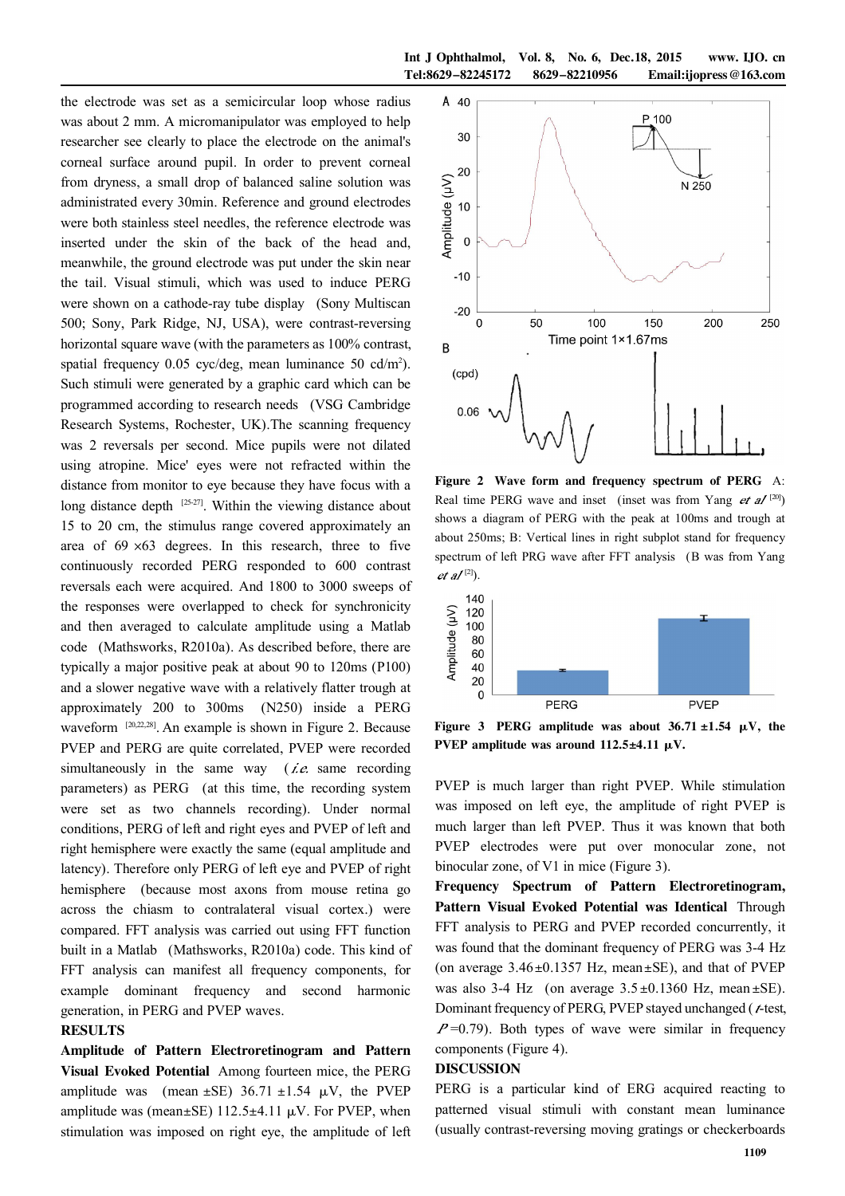the electrode was set as a semicircular loop whose radius was about 2 mm. A micromanipulator was employed to help researcher see clearly to place the electrode on the animal's corneal surface around pupil. In order to prevent corneal from dryness, a small drop of balanced saline solution was administrated every 30min. Reference and ground electrodes were both stainless steel needles, the reference electrode was inserted under the skin of the back of the head and, meanwhile, the ground electrode was put under the skin near the tail. Visual stimuli, which was used to induce PERG were shown on a cathode-ray tube display (Sony Multiscan 500; Sony, Park Ridge, NJ, USA), were contrast-reversing horizontal square wave (with the parameters as 100% contrast, spatial frequency 0.05 cyc/deg, mean luminance 50 cd/m$^2$). Such stimuli were generated by a graphic card which can be programmed according to research needs (VSG Cambridge Research Systems, Rochester, UK).The scanning frequency was 2 reversals per second. Mice pupils were not dilated using atropine. Mice' eyes were not refracted within the distance from monitor to eye because they have focus with a long distance depth [25-27]. Within the viewing distance about 15 to 20 cm, the stimulus range covered approximately an area of 69 ×63 degrees. In this research, three to five continuously recorded PERG responded to 600 contrast reversals each were acquired. And 1800 to 3000 sweeps of the responses were overlapped to check for synchronicity and then averaged to calculate amplitude using a Matlab code (Mathsworks, R2010a). As described before, there are typically a major positive peak at about 90 to 120ms (P100) and a slower negative wave with a relatively flatter trough at approximately 200 to 300ms (N250) inside a PERG waveform [20,22,28]. An example is shown in Figure 2. Because PVEP and PERG are quite correlated, PVEP were recorded simultaneously in the same way (*i.e.* same recording parameters) as PERG (at this time, the recording system were set as two channels recording). Under normal conditions, PERG of left and right eyes and PVEP of left and right hemisphere were exactly the same (equal amplitude and latency). Therefore only PERG of left eye and PVEP of right hemisphere (because most axons from mouse retina go across the chiasm to contralateral visual cortex.) were compared. FFT analysis was carried out using FFT function built in a Matlab (Mathsworks, R2010a) code. This kind of FFT analysis can manifest all frequency components, for example dominant frequency and second harmonic generation, in PERG and PVEP waves.

## RESULTS

**Amplitude of Pattern Electroretinogram and Pattern Visual Evoked Potential** Among fourteen mice, the PERG amplitude was (mean ±SE) 36.71 ±1.54 μV, the PVEP amplitude was (mean±SE) 112.5±4.11 μV. For PVEP, when stimulation was imposed on right eye, the amplitude of left PVEP is much larger than right PVEP. While stimulation was imposed on left eye, the amplitude of right PVEP is much larger than left PVEP. Thus it was known that both PVEP electrodes were put over monocular zone, not binocular zone, of V1 in mice (Figure 3).

**Figure 2 Wave form and frequency spectrum of PERG** A: Real time PERG wave and inset (inset was from Yang *et al* [20]) shows a diagram of PERG with the peak at 100ms and trough at about 250ms; B: Vertical lines in right subplot stand for frequency spectrum of left PRG wave after FFT analysis (B was from Yang *et al* [2]).

**Figure 3 PERG amplitude was about 36.71 ±1.54 μV, the PVEP amplitude was around 112.5±4.11 μV.**

**Frequency Spectrum of Pattern Electroretinogram, Pattern Visual Evoked Potential was Identical** Through FFT analysis to PERG and PVEP recorded concurrently, it was found that the dominant frequency of PERG was 3-4 Hz (on average 3.46±0.1357 Hz, mean±SE), and that of PVEP was also 3-4 Hz (on average 3.5±0.1360 Hz, mean±SE). Dominant frequency of PERG, PVEP stayed unchanged (*t*-test, $P$=0.79). Both types of wave were similar in frequency components (Figure 4).

## DISCUSSION

PERG is a particular kind of ERG acquired reacting to patterned visual stimuli with constant mean luminance (usually contrast-reversing moving gratings or checkerboards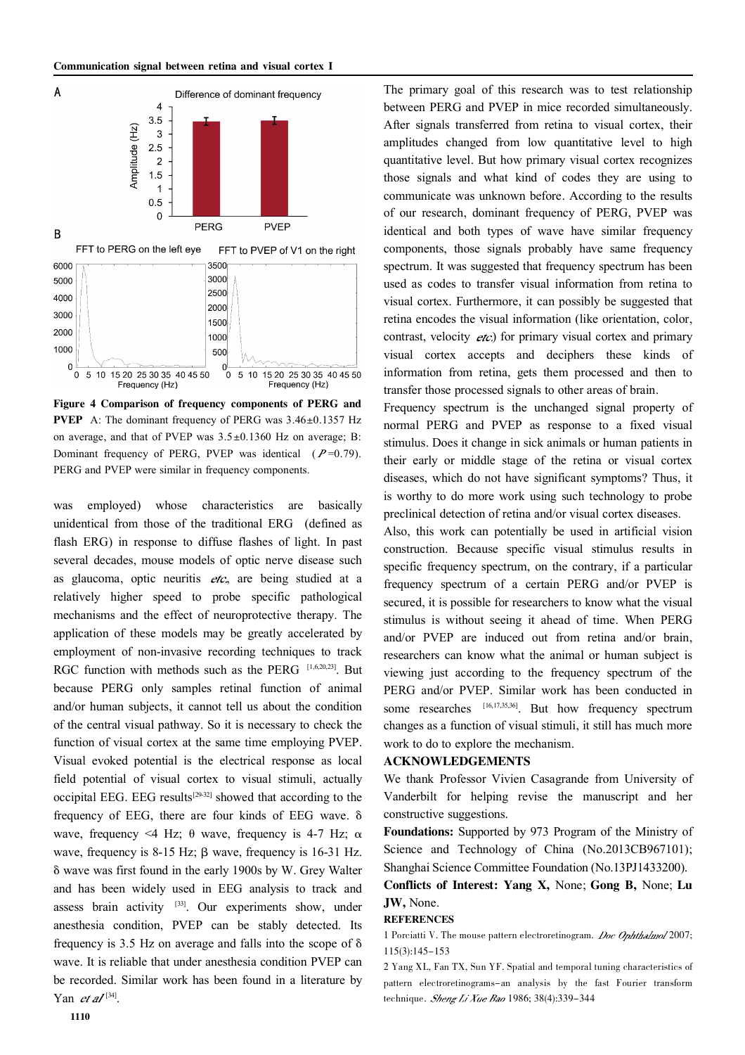Figure 4 Comparison of frequency components of PERG and PVEP A: The dominant frequency of PERG was 3.46±0.1357 Hz on average, and that of PVEP was 3.5±0.1360 Hz on average; B: Dominant frequency of PERG, PVEP was identical ($P$=0.79). PERG and PVEP were similar in frequency components.

was employed) whose characteristics are basically unidentical from those of the traditional ERG (defined as flash ERG) in response to diffuse flashes of light. In past several decades, mouse models of optic nerve disease such as glaucoma, optic neuritis *etc.*, are being studied at a relatively higher speed to probe specific pathological mechanisms and the effect of neuroprotective therapy. The application of these models may be greatly accelerated by employment of non-invasive recording techniques to track RGC function with methods such as the PERG [1,6,20,23]. But because PERG only samples retinal function of animal and/or human subjects, it cannot tell us about the condition of the central visual pathway. So it is necessary to check the function of visual cortex at the same time employing PVEP. Visual evoked potential is the electrical response as local field potential of visual cortex to visual stimuli, actually occipital EEG. EEG results[29-32] showed that according to the frequency of EEG, there are four kinds of EEG wave. δ wave, frequency <4 Hz; θ wave, frequency is 4-7 Hz; α wave, frequency is 8-15 Hz; β wave, frequency is 16-31 Hz. δ wave was first found in the early 1900s by W. Grey Walter and has been widely used in EEG analysis to track and assess brain activity [33]. Our experiments show, under anesthesia condition, PVEP can be stably detected. Its frequency is 3.5 Hz on average and falls into the scope of δ wave. It is reliable that under anesthesia condition PVEP can be recorded. Similar work has been found in a literature by Yan *et al* [34].

The primary goal of this research was to test relationship between PERG and PVEP in mice recorded simultaneously. After signals transferred from retina to visual cortex, their amplitudes changed from low quantitative level to high quantitative level. But how primary visual cortex recognizes those signals and what kind of codes they are using to communicate was unknown before. According to the results of our research, dominant frequency of PERG, PVEP was identical and both types of wave have similar frequency components, those signals probably have same frequency spectrum. It was suggested that frequency spectrum has been used as codes to transfer visual information from retina to visual cortex. Furthermore, it can possibly be suggested that retina encodes the visual information (like orientation, color, contrast, velocity *etc.*) for primary visual cortex and primary visual cortex accepts and deciphers these kinds of information from retina, gets them processed and then to transfer those processed signals to other areas of brain.

Frequency spectrum is the unchanged signal property of normal PERG and PVEP as response to a fixed visual stimulus. Does it change in sick animals or human patients in their early or middle stage of the retina or visual cortex diseases, which do not have significant symptoms? Thus, it is worthy to do more work using such technology to probe preclinical detection of retina and/or visual cortex diseases.

Also, this work can potentially be used in artificial vision construction. Because specific visual stimulus results in specific frequency spectrum, on the contrary, if a particular frequency spectrum of a certain PERG and/or PVEP is secured, it is possible for researchers to know what the visual stimulus is without seeing it ahead of time. When PERG and/or PVEP are induced out from retina and/or brain, researchers can know what the animal or human subject is viewing just according to the frequency spectrum of the PERG and/or PVEP. Similar work has been conducted in some researches [16,17,35,36]. But how frequency spectrum changes as a function of visual stimuli, it still has much more work to do to explore the mechanism.

## ACKNOWLEDGEMENTS

We thank Professor Vivien Casagrande from University of Vanderbilt for helping revise the manuscript and her constructive suggestions.

**Foundations:** Supported by 973 Program of the Ministry of Science and Technology of China (No.2013CB967101); Shanghai Science Committee Foundation (No.13PJ1433200).

**Conflicts of Interest: Yang X,** None; **Gong B,** None; **Lu JW,** None.

## REFERENCES

1 Porciatti V. The mouse pattern electroretinogram. *Doc Ophthalmol* 2007; 115(3):145-153

2 Yang XL, Fan TX, Sun YF. Spatial and temporal tuning characteristics of pattern electroretinograms-an analysis by the fast Fourier transform technique. *Sheng Li Xue Bao* 1986; 38(4):339-344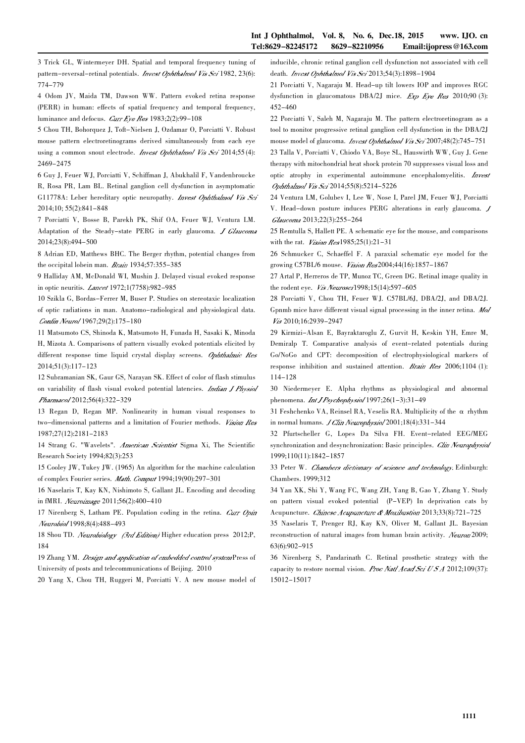3 Trick GL, Wintermeyer DH. Spatial and temporal frequency tuning of pattern-reversal-retinal potentials. *Invest Ophthalmol Vis Sci* 1982, 23(6): 774-779

4 Odom JV, Maida TM, Dawson WW. Pattern evoked retina response (PERR) in human: effects of spatial frequency and temporal frequency, luminance and defocus. *Curr Eye Res* 1983;2(2):99-108

5 Chou TH, Bohorquez J, Toft-Nielsen J, Ozdamar O, Porciatti V. Robust mouse pattern electroretinograms derived simultaneously from each eye using a common snout electrode. *Invest Ophthalmol Vis Sci* 2014;55(4): 2469-2475

6 Guy J, Feuer WJ, Porciatti V, Schiffman J, Abukhalil F, Vandenbroucke R, Rosa PR, Lam BL. Retinal ganglion cell dysfunction in asymptomatic G11778A: Leber hereditary optic neuropathy. *Invest Ophthalmol Vis Sci* 2014;10; 55(2):841-848

7 Porciatti V, Bosse B, Parekh PK, Shif OA, Feuer WJ, Ventura LM. Adaptation of the Steady-state PERG in early glaucoma. *J Glaucoma* 2014;23(8):494-500

8 Adrian ED, Matthews BHC. The Berger rhythm, potential changes from the occipital lobein man. *Brain* 1934;57:355-385

9 Halliday AM, McDonald WI, Mushin J. Delayed visual evoked response in optic neuritis. *Lancet* 1972;1(7758):982-985

10 Szikla G, Bordas-Ferrer M, Buser P. Studies on stereotaxic localization of optic radiations in man. Anatomo-radiological and physiological data. *Confin Neurol* 1967;29(2):175-180

11 Matsumoto CS, Shinoda K, Matsumoto H, Funada H, Sasaki K, Minoda H, Mizota A. Comparisons of pattern visually evoked potentials elicited by different response time liquid crystal display screens. *Ophthalmic Res* 2014;51(3):117-123

12 Subramanian SK, Gaur GS, Narayan SK. Effect of color of flash stimulus on variability of flash visual evoked potential latencies. *Indian J Physiol Pharmacol* 2012;56(4):322-329

13 Regan D, Regan MP. Nonlinearity in human visual responses to two-dimensional patterns and a limitation of Fourier methods. *Vision Res* 1987;27(12):2181-2183

14 Strang G. "Wavelets". *American Scientist* Sigma Xi, The Scientific Research Society 1994;82(3):253

15 Cooley JW, Tukey JW. (1965) An algorithm for the machine calculation of complex Fourier series. *Math. Comput* 1994;19(90):297-301

16 Naselaris T, Kay KN, Nishimoto S, Gallant JL. Encoding and decoding in fMRI. *Neuroimage* 2011;56(2):400-410

17 Nirenberg S, Latham PE. Population coding in the retina. *Curr Opin Neurobiol* 1998;8(4):488-493

18 Shou TD. *Neurobiology (3rd Edition)* Higher education press 2012;P, 184

19 Zhang YM. *Design and application of embedded control system* Press of University of posts and telecommunications of Beijing. 2010

20 Yang X, Chou TH, Ruggeri M, Porciatti V. A new mouse model of inducible, chronic retinal ganglion cell dysfunction not associated with cell death. *Invest Ophthalmol Vis Sci* 2013;54(3):1898-1904

21 Porciatti V, Nagaraju M. Head-up tilt lowers IOP and improves RGC dysfunction in glaucomatous DBA/2J mice. *Exp Eye Res* 2010;90(3): 452-460

22 Porciatti V, Saleh M, Nagaraju M. The pattern electroretinogram as a tool to monitor progressive retinal ganglion cell dysfunction in the DBA/2J mouse model of glaucoma. *Invest Ophthalmol Vis Sci* 2007;48(2):745-751

23 Talla V, Porciatti V, Chiodo VA, Boye SL, Hauswirth WW, Guy J. Gene therapy with mitochondrial heat shock protein 70 suppresses visual loss and optic atrophy in experimental autoimmune encephalomyelitis. *Invest Ophthalmol Vis Sci* 2014;55(8):5214-5226

24 Ventura LM, Golubev I, Lee W, Nose I, Parel JM, Feuer WJ, Porciatti V. Head-down posture induces PERG alterations in early glaucoma. *J Glaucoma* 2013;22(3):255-264

25 Remtulla S, Hallett PE. A schematic eye for the mouse, and comparisons with the rat. *Vision Res* 1985;25(1):21-31

26 Schmucker C, Schaeffel F. A paraxial schematic eye model for the growing C57BL/6 mouse. *Vision Res* 2004;44(16):1857-1867

27 Artal P, Herreros de TP, Munoz TC, Green DG. Retinal image quality in the rodent eye. *Vis Neurosci* 1998;15(14):597-605

28 Porciatti V, Chou TH, Feuer WJ. C57BL/6J, DBA/2J, and DBA/2J. Gpnmb mice have different visual signal processing in the inner retina. *Mol Vis* 2010;16:2939-2947

29 Kirmizi-Alsan E, Bayraktaroglu Z, Gurvit H, Keskin YH, Emre M, Demiralp T. Comparative analysis of event-related potentials during Go/NoGo and CPT: decomposition of electrophysiological markers of response inhibition and sustained attention. *Brain Res* 2006;1104(1): 114-128

30 Niedermeyer E. Alpha rhythms as physiological and abnormal phenomena. *Int J Psychophysiol* 1997;26(1-3):31-49

31 Feshchenko VA, Reinsel RA, Veselis RA. Multiplicity of the α rhythm in normal humans. *J Clin Neurophysiol* 2001;18(4):331-344

32 Pfurtscheller G, Lopes Da Silva FH. Event-related EEG/MEG synchronization and desynchronization: Basic principles. *Clin Neurophysiol* 1999;110(11):1842-1857

33 Peter W. *Chambers dictionary of science and technology*. Edinburgh: Chambers. 1999;312

34 Yan XK, Shi Y, Wang FC, Wang ZH, Yang B, Gao Y, Zhang Y. Study on pattern visual evoked potential (P-VEP) In deprivation cats by Acupuncture. *Chinese Acupuncture & Moxibustion* 2013;33(8):721-725

35 Naselaris T, Prenger RJ, Kay KN, Oliver M, Gallant JL. Bayesian reconstruction of natural images from human brain activity. *Neuron* 2009; 63(6):902-915

36 Nirenberg S, Pandarinath C. Retinal prosthetic strategy with the capacity to restore normal vision. *Proc Natl Acad Sci U S A* 2012;109(37): 15012-15017